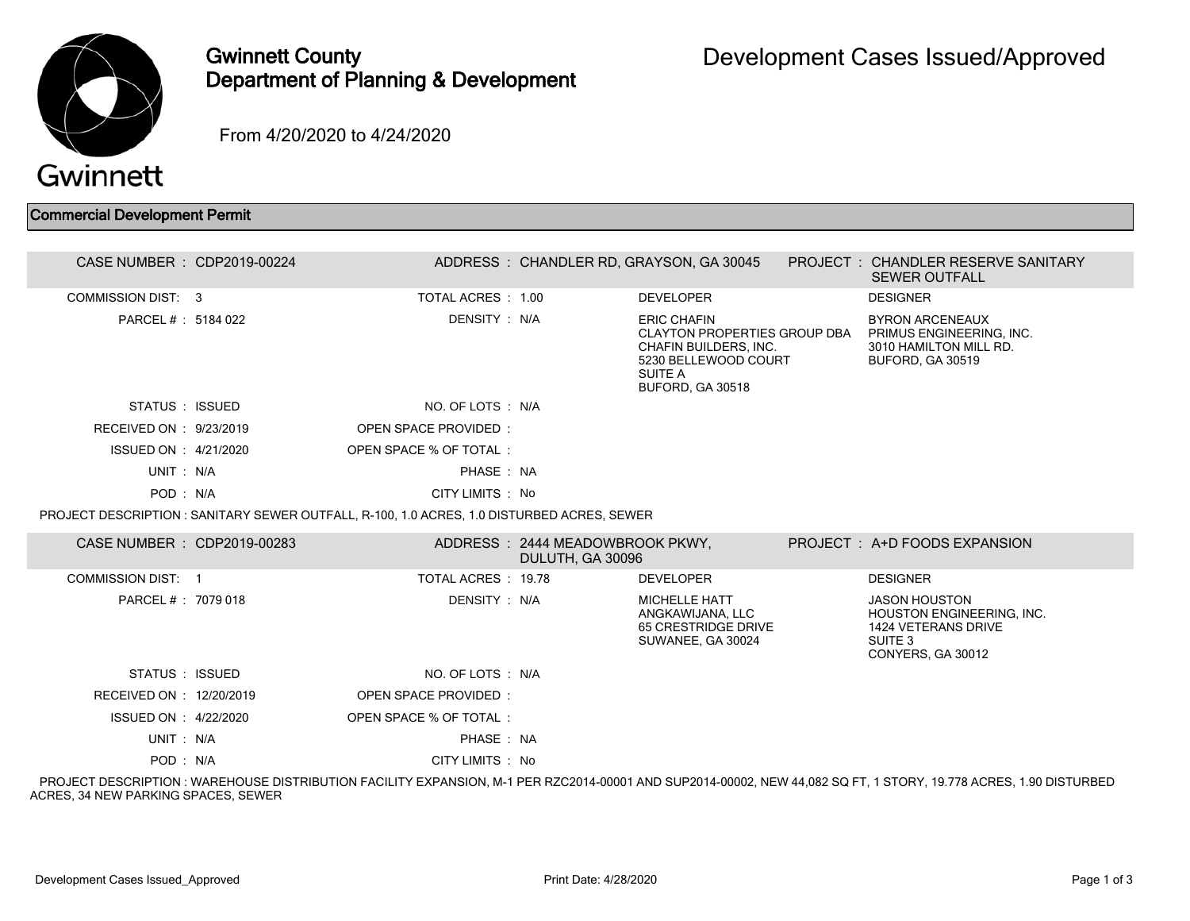# Gwinnett County Department of Planning & Development

## Development Cases Issued/Approved

From 4/20/2020 to 4/24/2020

### Commercial Development Permit

| | | | | | |
|---|---|---|---|---|---|
| CASE NUMBER : | CDP2019-00224 | ADDRESS : | CHANDLER RD, GRAYSON, GA 30045 | PROJECT : | CHANDLER RESERVE SANITARY SEWER OUTFALL |
| COMMISSION DIST: | 3 | TOTAL ACRES : | 1.00 | DEVELOPER | DESIGNER |
| PARCEL # : | 5184 022 | DENSITY : | N/A | ERIC CHAFIN<br>CLAYTON PROPERTIES GROUP DBA CHAFIN BUILDERS, INC.<br>5230 BELLEWOOD COURT<br>SUITE A<br>BUFORD, GA 30518 | BYRON ARCENEAUX<br>PRIMUS ENGINEERING, INC.<br>3010 HAMILTON MILL RD.<br>BUFORD, GA 30519 |
| STATUS : | ISSUED | NO. OF LOTS : | N/A | | |
| RECEIVED ON : | 9/23/2019 | OPEN SPACE PROVIDED : | | | |
| ISSUED ON : | 4/21/2020 | OPEN SPACE % OF TOTAL : | | | |
| UNIT : | N/A | PHASE : | NA | | |
| POD : | N/A | CITY LIMITS : | No | | |

PROJECT DESCRIPTION : SANITARY SEWER OUTFALL, R-100, 1.0 ACRES, 1.0 DISTURBED ACRES, SEWER

| | | | | | |
|---|---|---|---|---|---|
| CASE NUMBER : | CDP2019-00283 | ADDRESS : | 2444 MEADOWBROOK PKWY, DULUTH, GA 30096 | PROJECT : | A+D FOODS EXPANSION |
| COMMISSION DIST: | 1 | TOTAL ACRES : | 19.78 | DEVELOPER | DESIGNER |
| PARCEL # : | 7079 018 | DENSITY : | N/A | MICHELLE HATT<br>ANGKAWIJANA, LLC<br>65 CRESTRIDGE DRIVE<br>SUWANEE, GA 30024 | JASON HOUSTON<br>HOUSTON ENGINEERING, INC.<br>1424 VETERANS DRIVE<br>SUITE 3<br>CONYERS, GA 30012 |
| STATUS : | ISSUED | NO. OF LOTS : | N/A | | |
| RECEIVED ON : | 12/20/2019 | OPEN SPACE PROVIDED : | | | |
| ISSUED ON : | 4/22/2020 | OPEN SPACE % OF TOTAL : | | | |
| UNIT : | N/A | PHASE : | NA | | |
| POD : | N/A | CITY LIMITS : | No | | |

PROJECT DESCRIPTION : WAREHOUSE DISTRIBUTION FACILITY EXPANSION, M-1 PER RZC2014-00001 AND SUP2014-00002, NEW 44,082 SQ FT, 1 STORY, 19.778 ACRES, 1.90 DISTURBED ACRES, 34 NEW PARKING SPACES, SEWER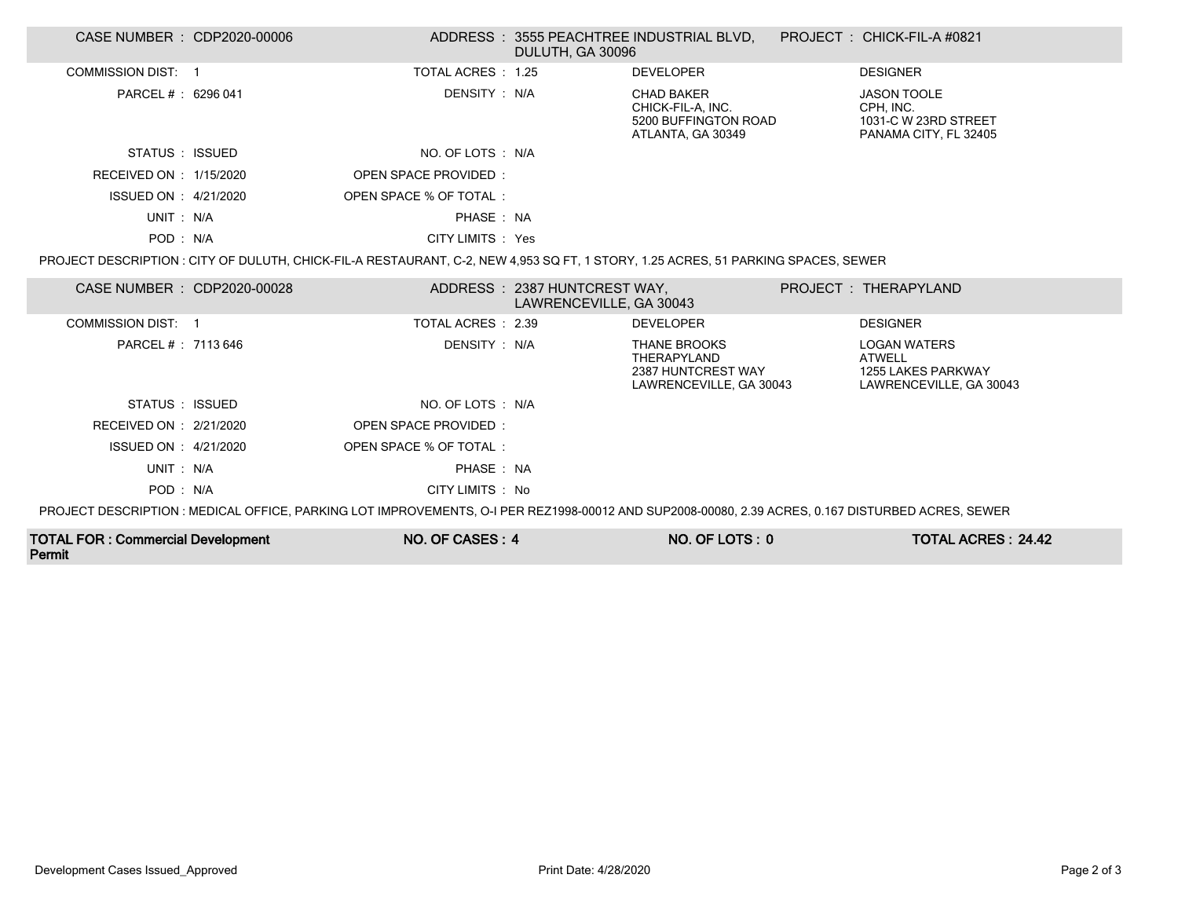| CASE NUMBER : CDP2020-00006 | ADDRESS : 3555 PEACHTREE INDUSTRIAL BLVD, DULUTH, GA 30096 | PROJECT : CHICK-FIL-A #0821 | |
|---|---|---|---|
| COMMISSION DIST: 1 | TOTAL ACRES : 1.25 | DEVELOPER | DESIGNER |
| PARCEL # : 6296 041 | DENSITY : N/A | CHAD BAKER<br>CHICK-FIL-A, INC.<br>5200 BUFFINGTON ROAD<br>ATLANTA, GA 30349 | JASON TOOLE<br>CPH, INC.<br>1031-C W 23RD STREET<br>PANAMA CITY, FL 32405 |
| STATUS : ISSUED | NO. OF LOTS : N/A | | |
| RECEIVED ON : 1/15/2020 | OPEN SPACE PROVIDED : | | |
| ISSUED ON : 4/21/2020 | OPEN SPACE % OF TOTAL : | | |
| UNIT : N/A | PHASE : NA | | |
| POD : N/A | CITY LIMITS : Yes | | |

PROJECT DESCRIPTION : CITY OF DULUTH, CHICK-FIL-A RESTAURANT, C-2, NEW 4,953 SQ FT, 1 STORY, 1.25 ACRES, 51 PARKING SPACES, SEWER

| CASE NUMBER : CDP2020-00028 | ADDRESS : 2387 HUNTCREST WAY, LAWRENCEVILLE, GA 30043 | PROJECT : THERAPYLAND | |
|---|---|---|---|
| COMMISSION DIST: 1 | TOTAL ACRES : 2.39 | DEVELOPER | DESIGNER |
| PARCEL # : 7113 646 | DENSITY : N/A | THANE BROOKS<br>THERAPYLAND<br>2387 HUNTCREST WAY<br>LAWRENCEVILLE, GA 30043 | LOGAN WATERS<br>ATWELL<br>1255 LAKES PARKWAY<br>LAWRENCEVILLE, GA 30043 |
| STATUS : ISSUED | NO. OF LOTS : N/A | | |
| RECEIVED ON : 2/21/2020 | OPEN SPACE PROVIDED : | | |
| ISSUED ON : 4/21/2020 | OPEN SPACE % OF TOTAL : | | |
| UNIT : N/A | PHASE : NA | | |
| POD : N/A | CITY LIMITS : No | | |

PROJECT DESCRIPTION : MEDICAL OFFICE, PARKING LOT IMPROVEMENTS, O-I PER REZ1998-00012 AND SUP2008-00080, 2.39 ACRES, 0.167 DISTURBED ACRES, SEWER

| **TOTAL FOR : Commercial Development Permit** | **NO. OF CASES : 4** | **NO. OF LOTS : 0** | **TOTAL ACRES : 24.42** |
|---|---|---|---|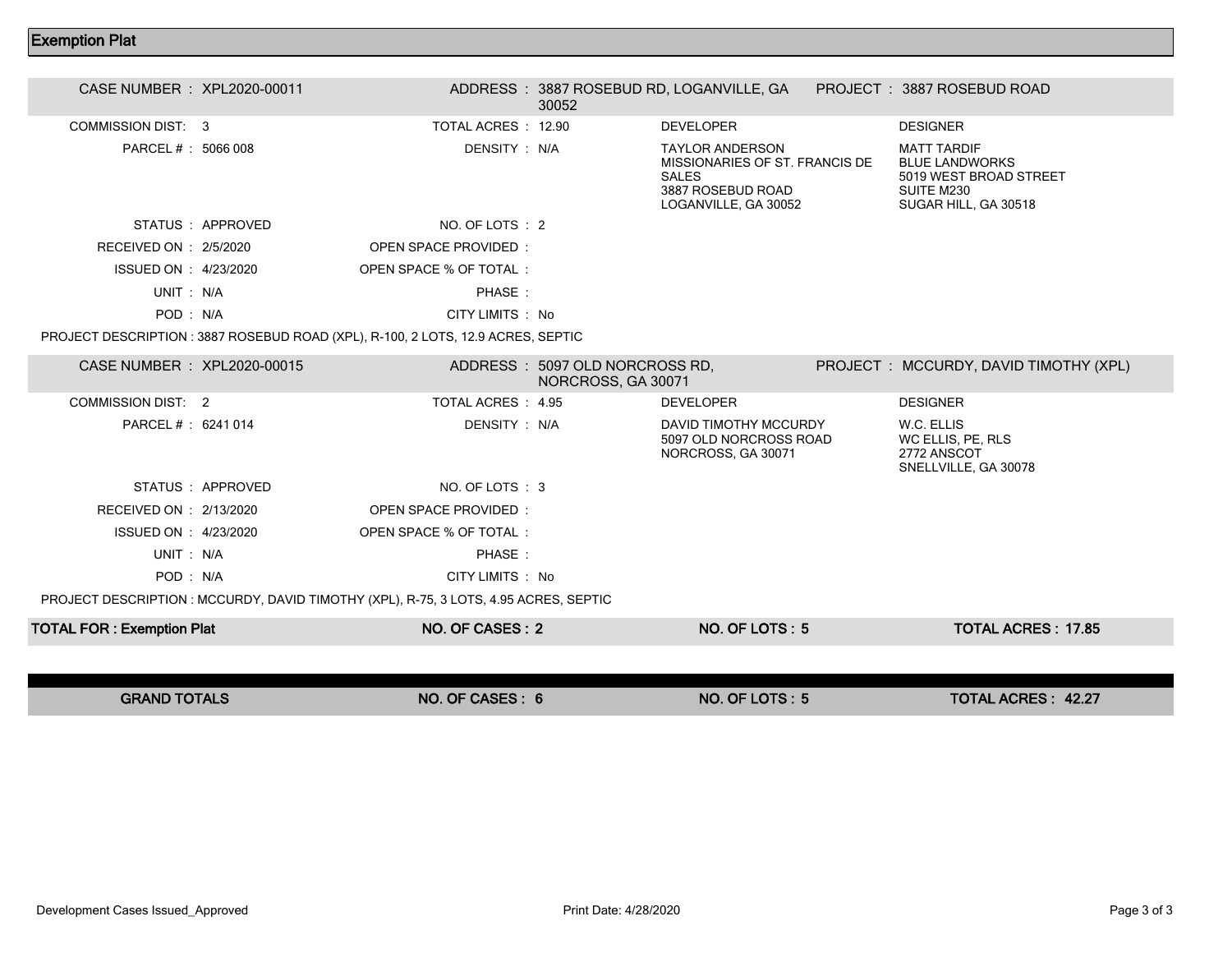## Exemption Plat

**CASE NUMBER :** XPL2020-00011
**ADDRESS :** 3887 ROSEBUD RD, LOGANVILLE, GA 30052
**PROJECT :** 3887 ROSEBUD ROAD

| | | | | | |
|---|---|---|---|---|---|
| COMMISSION DIST: | 3 | TOTAL ACRES : | 12.90 | DEVELOPER | DESIGNER |
| PARCEL # : | 5066 008 | DENSITY : | N/A | TAYLOR ANDERSON<br>MISSIONARIES OF ST. FRANCIS DE SALES<br>3887 ROSEBUD ROAD<br>LOGANVILLE, GA 30052 | MATT TARDIF<br>BLUE LANDWORKS<br>5019 WEST BROAD STREET<br>SUITE M230<br>SUGAR HILL, GA 30518 |
| STATUS : | APPROVED | NO. OF LOTS : | 2 | | |
| RECEIVED ON : | 2/5/2020 | OPEN SPACE PROVIDED : | | | |
| ISSUED ON : | 4/23/2020 | OPEN SPACE % OF TOTAL : | | | |
| UNIT : | N/A | PHASE : | | | |
| POD : | N/A | CITY LIMITS : | No | | |

PROJECT DESCRIPTION : 3887 ROSEBUD ROAD (XPL), R-100, 2 LOTS, 12.9 ACRES, SEPTIC

**CASE NUMBER :** XPL2020-00015
**ADDRESS :** 5097 OLD NORCROSS RD, NORCROSS, GA 30071
**PROJECT :** MCCURDY, DAVID TIMOTHY (XPL)

| | | | | | |
|---|---|---|---|---|---|
| COMMISSION DIST: | 2 | TOTAL ACRES : | 4.95 | DEVELOPER | DESIGNER |
| PARCEL # : | 6241 014 | DENSITY : | N/A | DAVID TIMOTHY MCCURDY<br>5097 OLD NORCROSS ROAD<br>NORCROSS, GA 30071 | W.C. ELLIS<br>WC ELLIS, PE, RLS<br>2772 ANSCOT<br>SNELLVILLE, GA 30078 |
| STATUS : | APPROVED | NO. OF LOTS : | 3 | | |
| RECEIVED ON : | 2/13/2020 | OPEN SPACE PROVIDED : | | | |
| ISSUED ON : | 4/23/2020 | OPEN SPACE % OF TOTAL : | | | |
| UNIT : | N/A | PHASE : | | | |
| POD : | N/A | CITY LIMITS : | No | | |

PROJECT DESCRIPTION : MCCURDY, DAVID TIMOTHY (XPL), R-75, 3 LOTS, 4.95 ACRES, SEPTIC

| | | | |
|---|---|---|---|
| **TOTAL FOR : Exemption Plat** | **NO. OF CASES : 2** | **NO. OF LOTS : 5** | **TOTAL ACRES : 17.85** |

| | | | |
|---|---|---|---|
| **GRAND TOTALS** | **NO. OF CASES : 6** | **NO. OF LOTS : 5** | **TOTAL ACRES : 42.27** |

Development Cases Issued_Approved Print Date: 4/28/2020